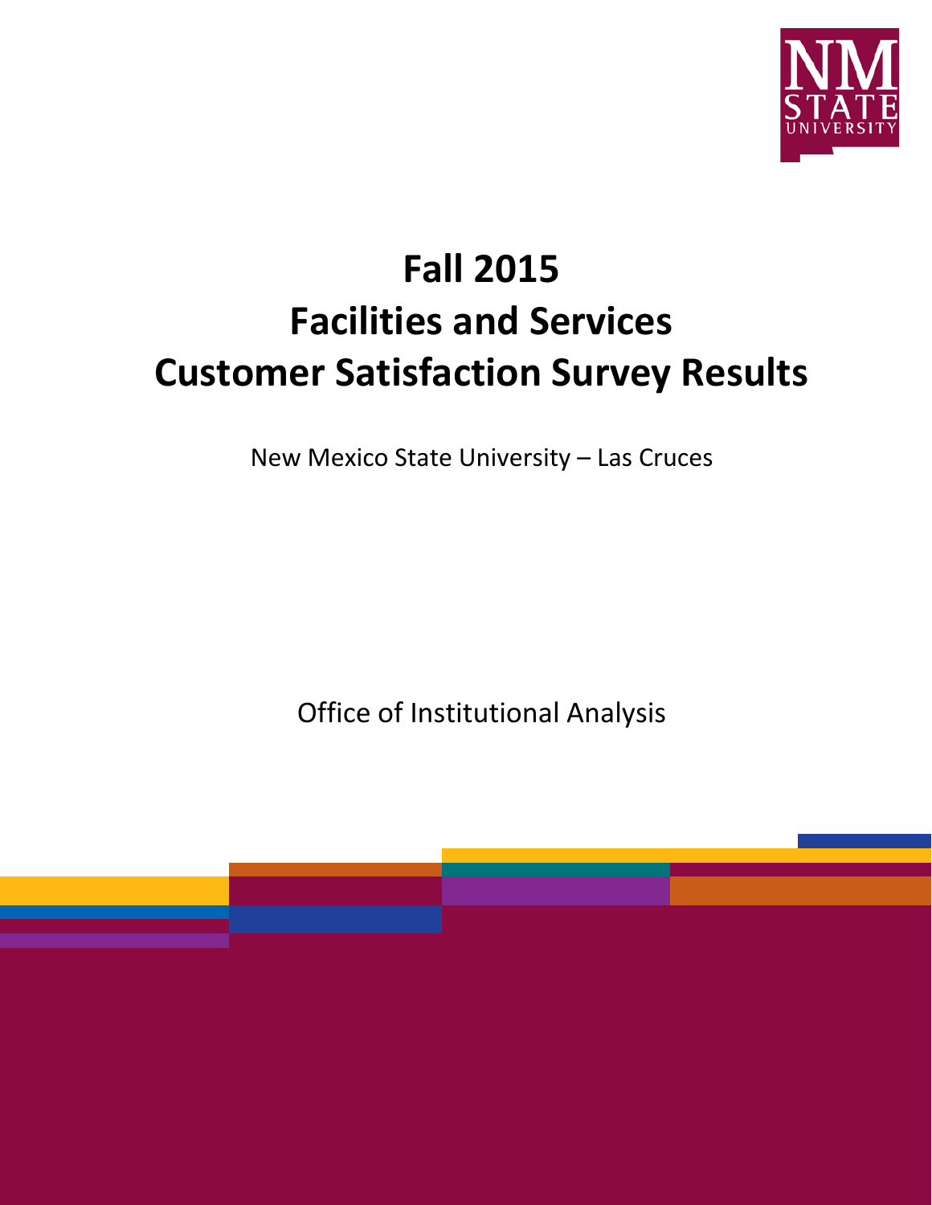# Fall 2015
# Facilities and Services
# Customer Satisfaction Survey Results

New Mexico State University – Las Cruces

Office of Institutional Analysis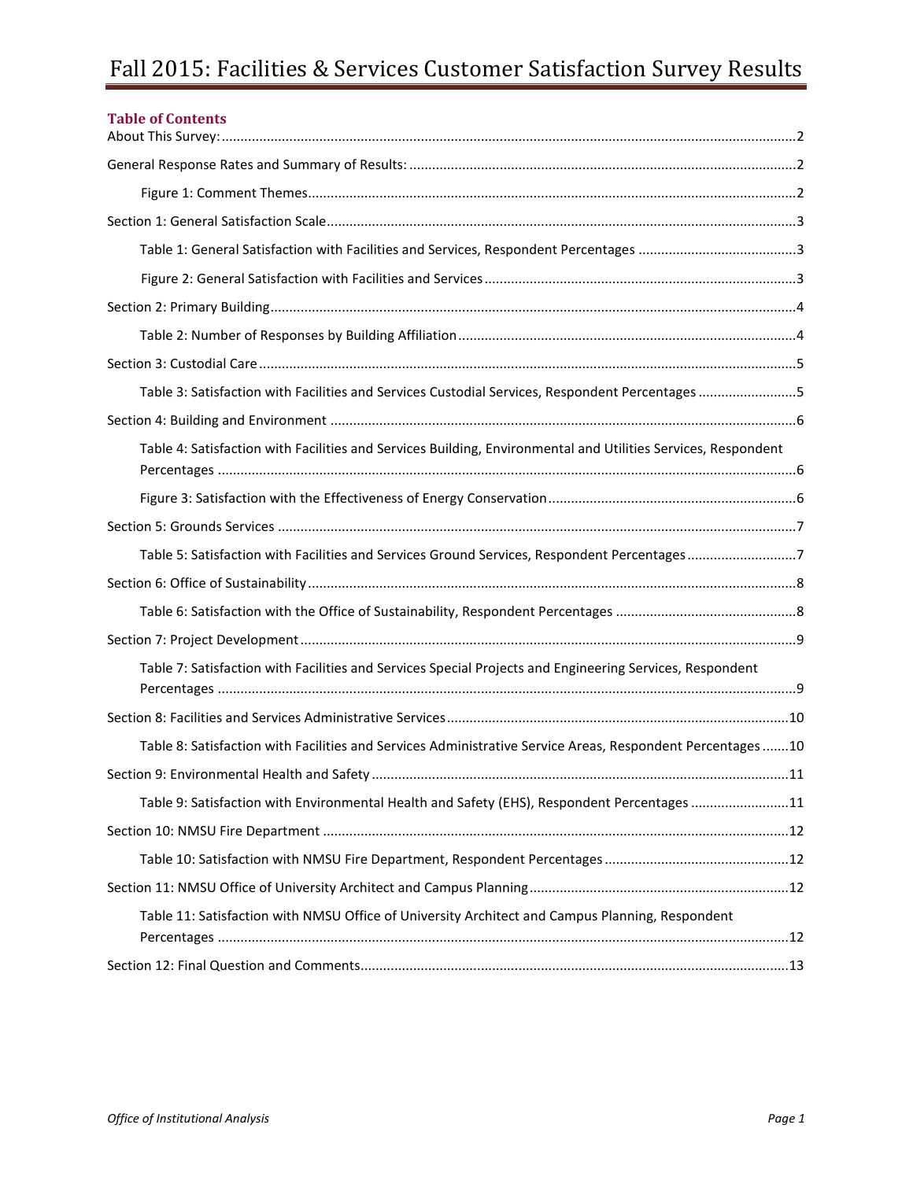# Fall 2015: Facilities & Services Customer Satisfaction Survey Results

## Table of Contents

About This Survey: ..... 2

General Response Rates and Summary of Results: ..... 2

- Figure 1: Comment Themes ..... 2

Section 1: General Satisfaction Scale ..... 3

- Table 1: General Satisfaction with Facilities and Services, Respondent Percentages ..... 3
- Figure 2: General Satisfaction with Facilities and Services ..... 3

Section 2: Primary Building ..... 4

- Table 2: Number of Responses by Building Affiliation ..... 4

Section 3: Custodial Care ..... 5

- Table 3: Satisfaction with Facilities and Services Custodial Services, Respondent Percentages ..... 5

Section 4: Building and Environment ..... 6

- Table 4: Satisfaction with Facilities and Services Building, Environmental and Utilities Services, Respondent Percentages ..... 6
- Figure 3: Satisfaction with the Effectiveness of Energy Conservation ..... 6

Section 5: Grounds Services ..... 7

- Table 5: Satisfaction with Facilities and Services Ground Services, Respondent Percentages ..... 7

Section 6: Office of Sustainability ..... 8

- Table 6: Satisfaction with the Office of Sustainability, Respondent Percentages ..... 8

Section 7: Project Development ..... 9

- Table 7: Satisfaction with Facilities and Services Special Projects and Engineering Services, Respondent Percentages ..... 9

Section 8: Facilities and Services Administrative Services ..... 10

- Table 8: Satisfaction with Facilities and Services Administrative Service Areas, Respondent Percentages ..... 10

Section 9: Environmental Health and Safety ..... 11

- Table 9: Satisfaction with Environmental Health and Safety (EHS), Respondent Percentages ..... 11

Section 10: NMSU Fire Department ..... 12

- Table 10: Satisfaction with NMSU Fire Department, Respondent Percentages ..... 12

Section 11: NMSU Office of University Architect and Campus Planning ..... 12

- Table 11: Satisfaction with NMSU Office of University Architect and Campus Planning, Respondent Percentages ..... 12

Section 12: Final Question and Comments ..... 13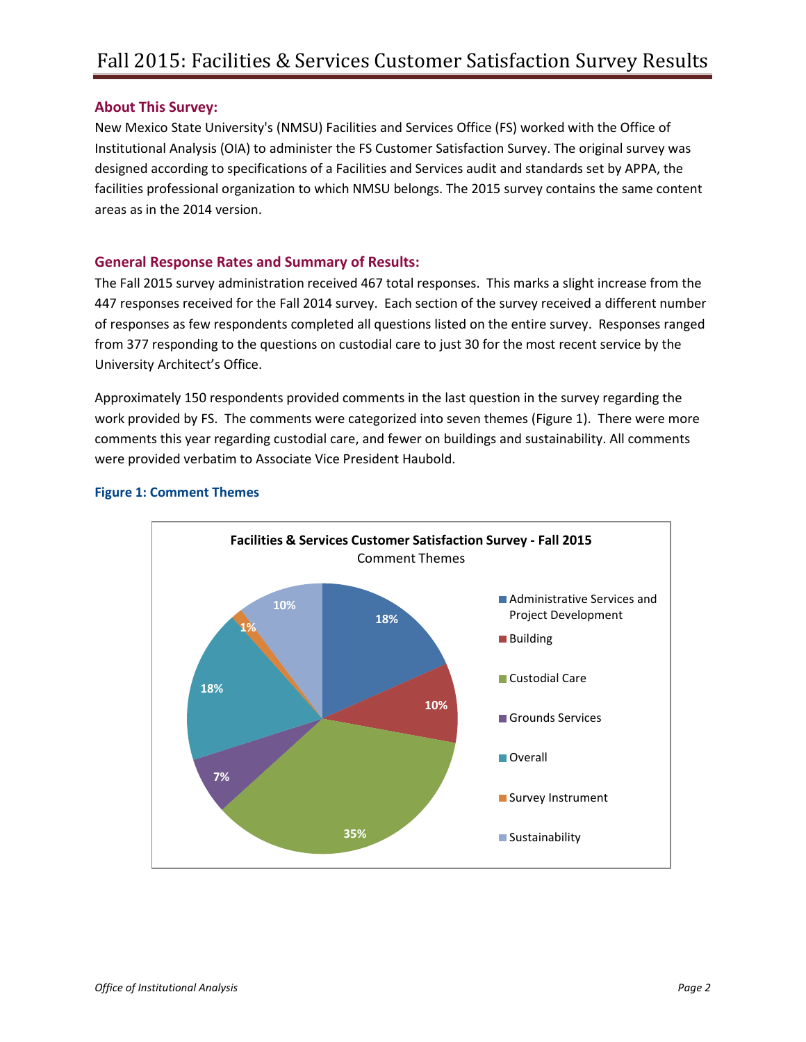# Fall 2015: Facilities & Services Customer Satisfaction Survey Results

## About This Survey:

New Mexico State University's (NMSU) Facilities and Services Office (FS) worked with the Office of Institutional Analysis (OIA) to administer the FS Customer Satisfaction Survey. The original survey was designed according to specifications of a Facilities and Services audit and standards set by APPA, the facilities professional organization to which NMSU belongs. The 2015 survey contains the same content areas as in the 2014 version.

## General Response Rates and Summary of Results:

The Fall 2015 survey administration received 467 total responses. This marks a slight increase from the 447 responses received for the Fall 2014 survey. Each section of the survey received a different number of responses as few respondents completed all questions listed on the entire survey. Responses ranged from 377 responding to the questions on custodial care to just 30 for the most recent service by the University Architect's Office.

Approximately 150 respondents provided comments in the last question in the survey regarding the work provided by FS. The comments were categorized into seven themes (Figure 1). There were more comments this year regarding custodial care, and fewer on buildings and sustainability. All comments were provided verbatim to Associate Vice President Haubold.

**Figure 1: Comment Themes**

**Facilities & Services Customer Satisfaction Survey - Fall 2015**
Comment Themes

| Theme | Percent |
|---|---|
| Administrative Services and Project Development | 18% |
| Building | 10% |
| Custodial Care | 35% |
| Grounds Services | 7% |
| Overall | 18% |
| Survey Instrument | 1% |
| Sustainability | 10% |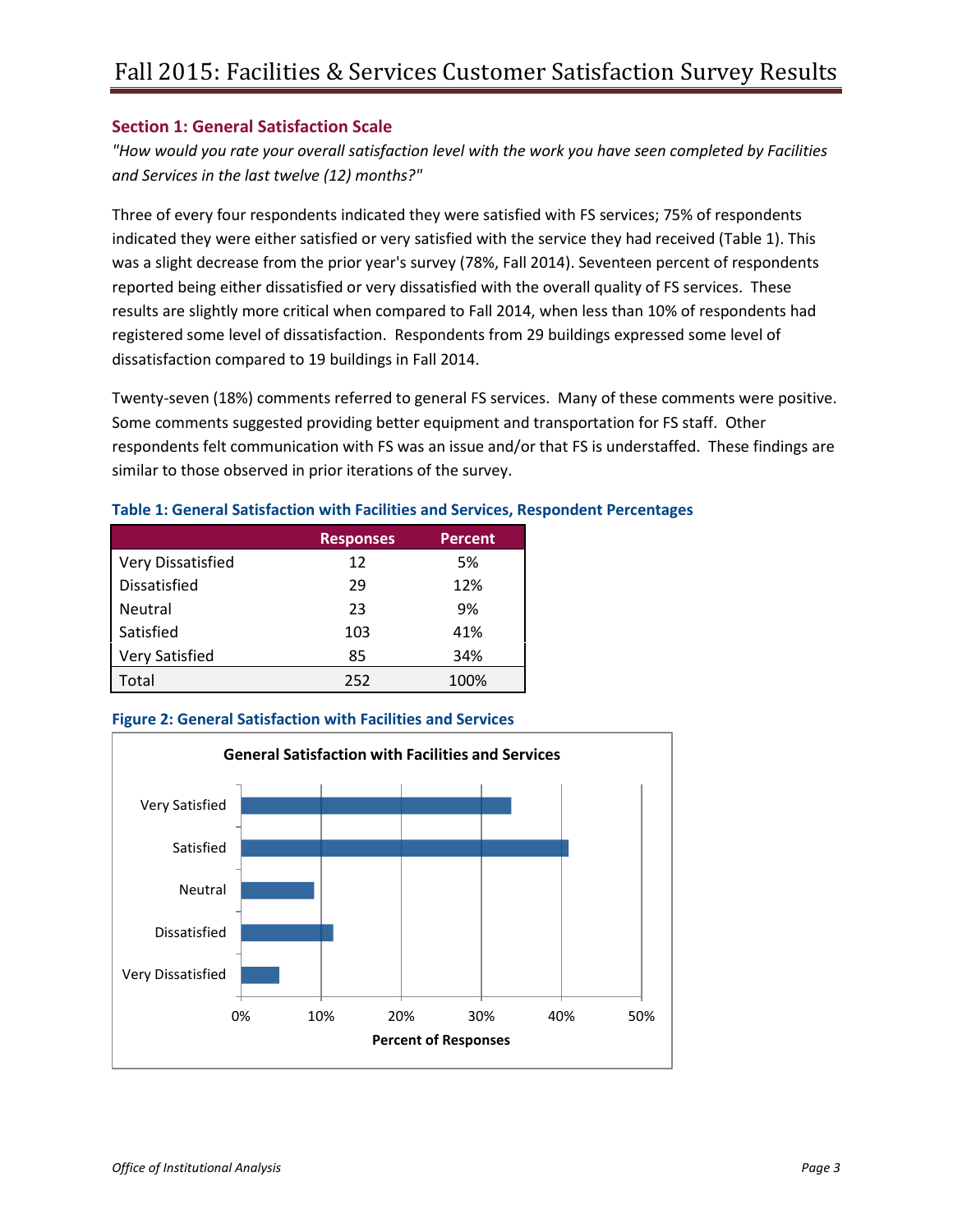# Fall 2015: Facilities & Services Customer Satisfaction Survey Results

## Section 1: General Satisfaction Scale

*"How would you rate your overall satisfaction level with the work you have seen completed by Facilities and Services in the last twelve (12) months?"*

Three of every four respondents indicated they were satisfied with FS services; 75% of respondents indicated they were either satisfied or very satisfied with the service they had received (Table 1). This was a slight decrease from the prior year's survey (78%, Fall 2014). Seventeen percent of respondents reported being either dissatisfied or very dissatisfied with the overall quality of FS services. These results are slightly more critical when compared to Fall 2014, when less than 10% of respondents had registered some level of dissatisfaction. Respondents from 29 buildings expressed some level of dissatisfaction compared to 19 buildings in Fall 2014.

Twenty-seven (18%) comments referred to general FS services. Many of these comments were positive. Some comments suggested providing better equipment and transportation for FS staff. Other respondents felt communication with FS was an issue and/or that FS is understaffed. These findings are similar to those observed in prior iterations of the survey.

**Table 1: General Satisfaction with Facilities and Services, Respondent Percentages**

| | Responses | Percent |
|---|---|---|
| Very Dissatisfied | 12 | 5% |
| Dissatisfied | 29 | 12% |
| Neutral | 23 | 9% |
| Satisfied | 103 | 41% |
| Very Satisfied | 85 | 34% |
| Total | 252 | 100% |

**Figure 2: General Satisfaction with Facilities and Services**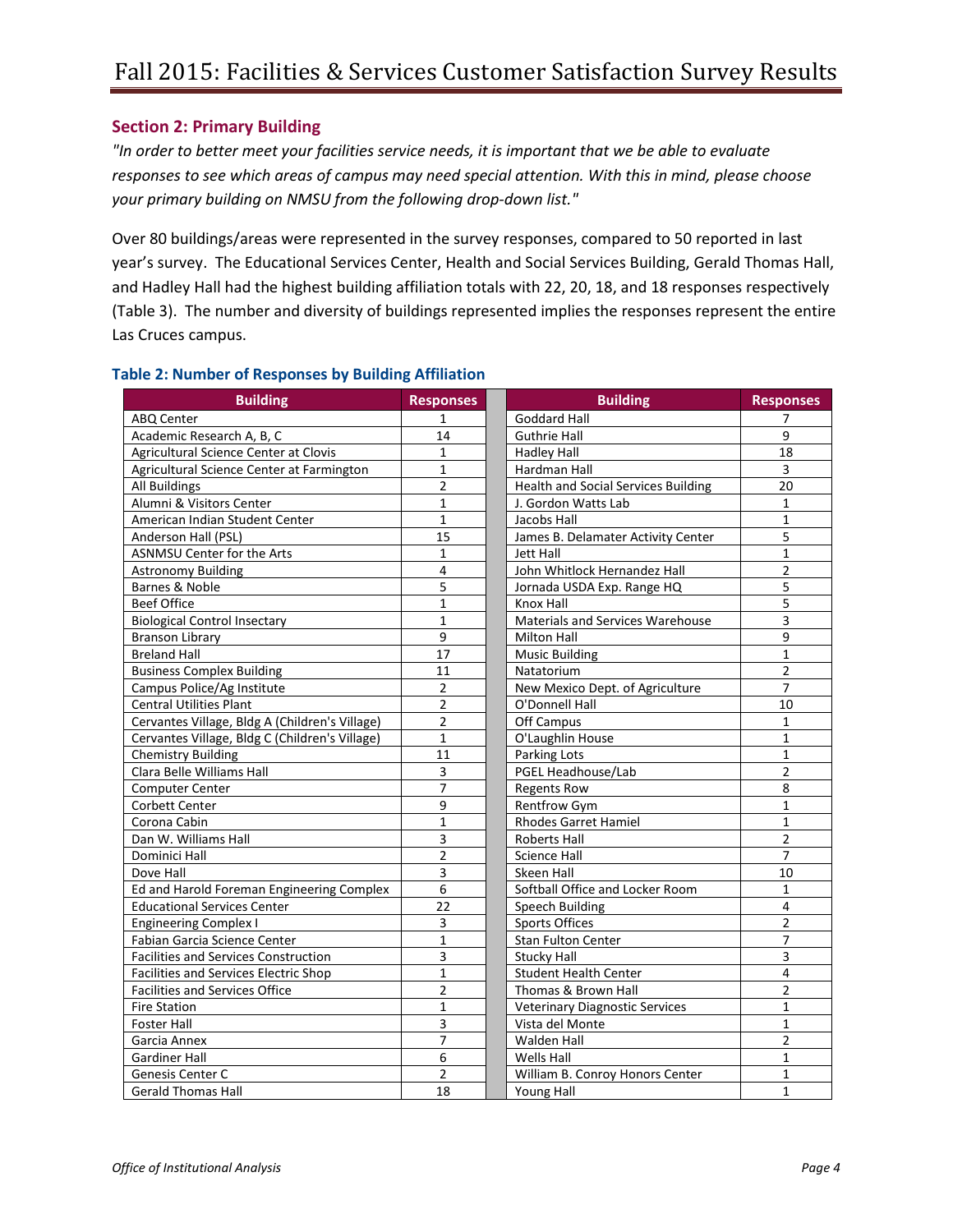## Section 2: Primary Building

*"In order to better meet your facilities service needs, it is important that we be able to evaluate responses to see which areas of campus may need special attention. With this in mind, please choose your primary building on NMSU from the following drop-down list."*

Over 80 buildings/areas were represented in the survey responses, compared to 50 reported in last year's survey. The Educational Services Center, Health and Social Services Building, Gerald Thomas Hall, and Hadley Hall had the highest building affiliation totals with 22, 20, 18, and 18 responses respectively (Table 3). The number and diversity of buildings represented implies the responses represent the entire Las Cruces campus.

### Table 2: Number of Responses by Building Affiliation

| Building | Responses | Building | Responses |
|---|---|---|---|
| ABQ Center | 1 | Goddard Hall | 7 |
| Academic Research A, B, C | 14 | Guthrie Hall | 9 |
| Agricultural Science Center at Clovis | 1 | Hadley Hall | 18 |
| Agricultural Science Center at Farmington | 1 | Hardman Hall | 3 |
| All Buildings | 2 | Health and Social Services Building | 20 |
| Alumni & Visitors Center | 1 | J. Gordon Watts Lab | 1 |
| American Indian Student Center | 1 | Jacobs Hall | 1 |
| Anderson Hall (PSL) | 15 | James B. Delamater Activity Center | 5 |
| ASNMSU Center for the Arts | 1 | Jett Hall | 1 |
| Astronomy Building | 4 | John Whitlock Hernandez Hall | 2 |
| Barnes & Noble | 5 | Jornada USDA Exp. Range HQ | 5 |
| Beef Office | 1 | Knox Hall | 5 |
| Biological Control Insectary | 1 | Materials and Services Warehouse | 3 |
| Branson Library | 9 | Milton Hall | 9 |
| Breland Hall | 17 | Music Building | 1 |
| Business Complex Building | 11 | Natatorium | 2 |
| Campus Police/Ag Institute | 2 | New Mexico Dept. of Agriculture | 7 |
| Central Utilities Plant | 2 | O'Donnell Hall | 10 |
| Cervantes Village, Bldg A (Children's Village) | 2 | Off Campus | 1 |
| Cervantes Village, Bldg C (Children's Village) | 1 | O'Laughlin House | 1 |
| Chemistry Building | 11 | Parking Lots | 1 |
| Clara Belle Williams Hall | 3 | PGEL Headhouse/Lab | 2 |
| Computer Center | 7 | Regents Row | 8 |
| Corbett Center | 9 | Rentfrow Gym | 1 |
| Corona Cabin | 1 | Rhodes Garret Hamiel | 1 |
| Dan W. Williams Hall | 3 | Roberts Hall | 2 |
| Dominici Hall | 2 | Science Hall | 7 |
| Dove Hall | 3 | Skeen Hall | 10 |
| Ed and Harold Foreman Engineering Complex | 6 | Softball Office and Locker Room | 1 |
| Educational Services Center | 22 | Speech Building | 4 |
| Engineering Complex I | 3 | Sports Offices | 2 |
| Fabian Garcia Science Center | 1 | Stan Fulton Center | 7 |
| Facilities and Services Construction | 3 | Stucky Hall | 3 |
| Facilities and Services Electric Shop | 1 | Student Health Center | 4 |
| Facilities and Services Office | 2 | Thomas & Brown Hall | 2 |
| Fire Station | 1 | Veterinary Diagnostic Services | 1 |
| Foster Hall | 3 | Vista del Monte | 1 |
| Garcia Annex | 7 | Walden Hall | 2 |
| Gardiner Hall | 6 | Wells Hall | 1 |
| Genesis Center C | 2 | William B. Conroy Honors Center | 1 |
| Gerald Thomas Hall | 18 | Young Hall | 1 |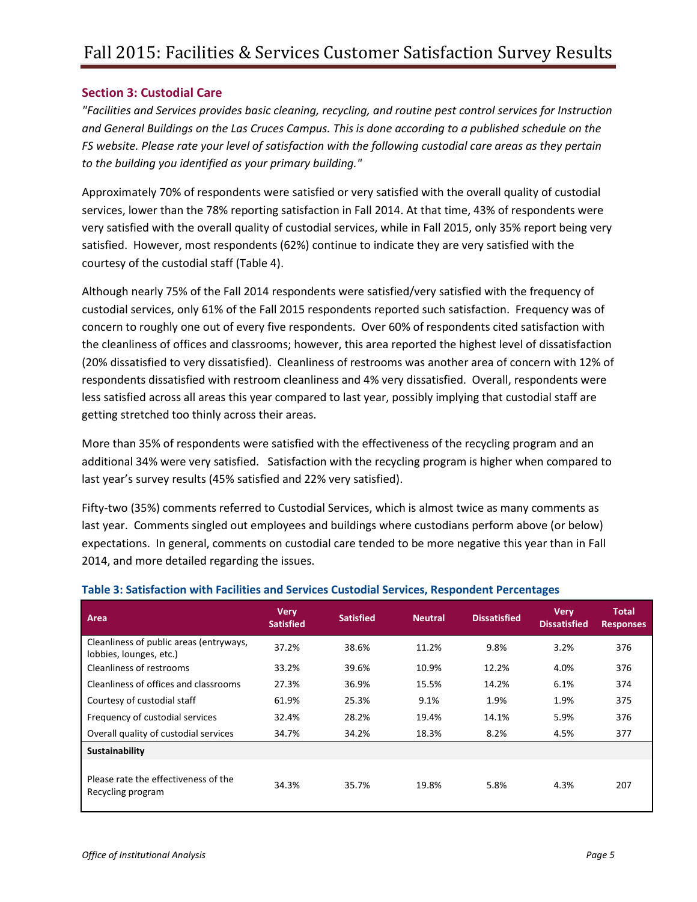## Section 3: Custodial Care

*"Facilities and Services provides basic cleaning, recycling, and routine pest control services for Instruction and General Buildings on the Las Cruces Campus. This is done according to a published schedule on the FS website. Please rate your level of satisfaction with the following custodial care areas as they pertain to the building you identified as your primary building."*

Approximately 70% of respondents were satisfied or very satisfied with the overall quality of custodial services, lower than the 78% reporting satisfaction in Fall 2014. At that time, 43% of respondents were very satisfied with the overall quality of custodial services, while in Fall 2015, only 35% report being very satisfied. However, most respondents (62%) continue to indicate they are very satisfied with the courtesy of the custodial staff (Table 4).

Although nearly 75% of the Fall 2014 respondents were satisfied/very satisfied with the frequency of custodial services, only 61% of the Fall 2015 respondents reported such satisfaction. Frequency was of concern to roughly one out of every five respondents. Over 60% of respondents cited satisfaction with the cleanliness of offices and classrooms; however, this area reported the highest level of dissatisfaction (20% dissatisfied to very dissatisfied). Cleanliness of restrooms was another area of concern with 12% of respondents dissatisfied with restroom cleanliness and 4% very dissatisfied. Overall, respondents were less satisfied across all areas this year compared to last year, possibly implying that custodial staff are getting stretched too thinly across their areas.

More than 35% of respondents were satisfied with the effectiveness of the recycling program and an additional 34% were very satisfied. Satisfaction with the recycling program is higher when compared to last year's survey results (45% satisfied and 22% very satisfied).

Fifty-two (35%) comments referred to Custodial Services, which is almost twice as many comments as last year. Comments singled out employees and buildings where custodians perform above (or below) expectations. In general, comments on custodial care tended to be more negative this year than in Fall 2014, and more detailed regarding the issues.

**Table 3: Satisfaction with Facilities and Services Custodial Services, Respondent Percentages**

| Area | Very Satisfied | Satisfied | Neutral | Dissatisfied | Very Dissatisfied | Total Responses |
|---|---|---|---|---|---|---|
| Cleanliness of public areas (entryways, lobbies, lounges, etc.) | 37.2% | 38.6% | 11.2% | 9.8% | 3.2% | 376 |
| Cleanliness of restrooms | 33.2% | 39.6% | 10.9% | 12.2% | 4.0% | 376 |
| Cleanliness of offices and classrooms | 27.3% | 36.9% | 15.5% | 14.2% | 6.1% | 374 |
| Courtesy of custodial staff | 61.9% | 25.3% | 9.1% | 1.9% | 1.9% | 375 |
| Frequency of custodial services | 32.4% | 28.2% | 19.4% | 14.1% | 5.9% | 376 |
| Overall quality of custodial services | 34.7% | 34.2% | 18.3% | 8.2% | 4.5% | 377 |
| **Sustainability** | | | | | | |
| Please rate the effectiveness of the Recycling program | 34.3% | 35.7% | 19.8% | 5.8% | 4.3% | 207 |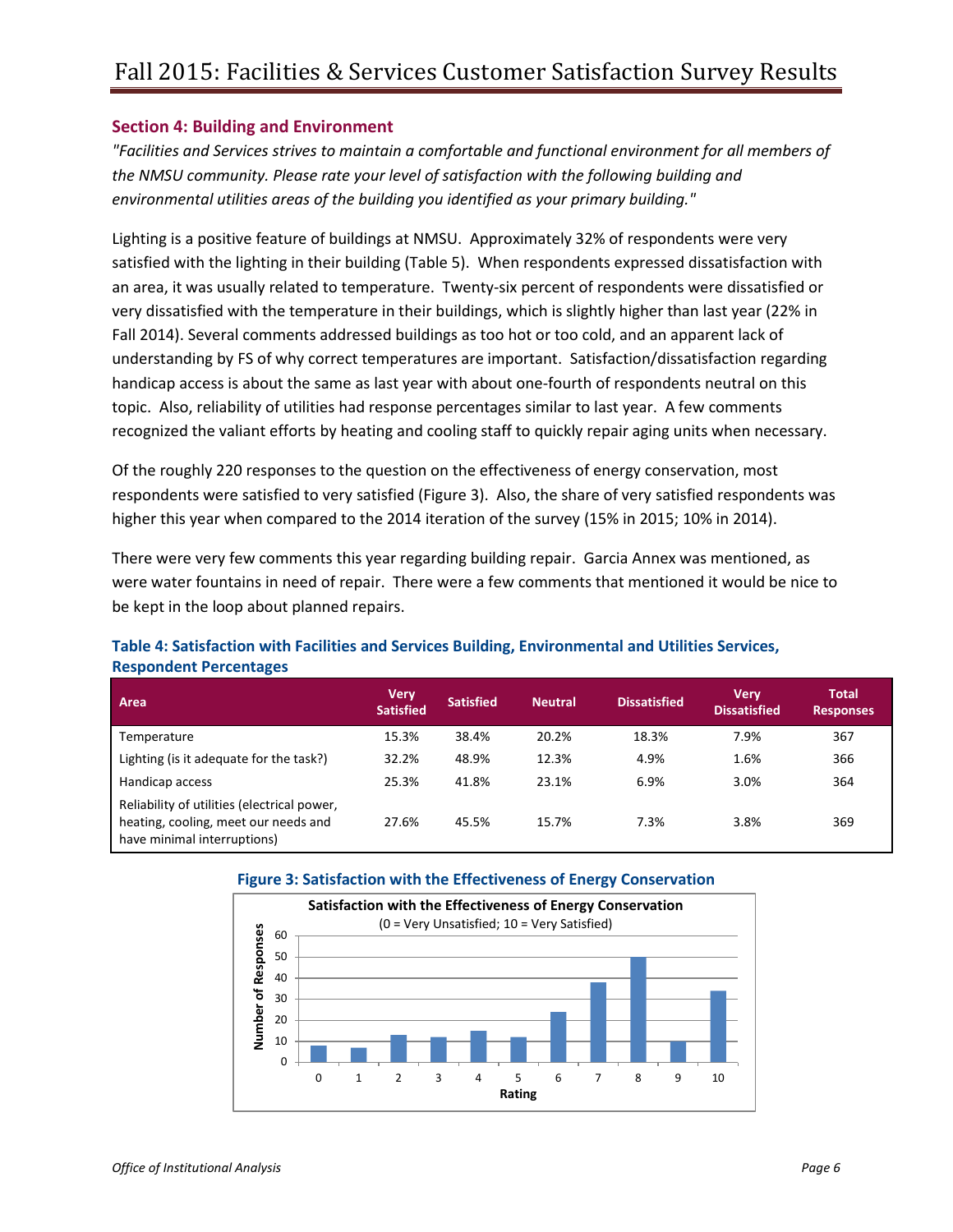## Section 4: Building and Environment

*"Facilities and Services strives to maintain a comfortable and functional environment for all members of the NMSU community. Please rate your level of satisfaction with the following building and environmental utilities areas of the building you identified as your primary building."*

Lighting is a positive feature of buildings at NMSU. Approximately 32% of respondents were very satisfied with the lighting in their building (Table 5). When respondents expressed dissatisfaction with an area, it was usually related to temperature. Twenty-six percent of respondents were dissatisfied or very dissatisfied with the temperature in their buildings, which is slightly higher than last year (22% in Fall 2014). Several comments addressed buildings as too hot or too cold, and an apparent lack of understanding by FS of why correct temperatures are important. Satisfaction/dissatisfaction regarding handicap access is about the same as last year with about one-fourth of respondents neutral on this topic. Also, reliability of utilities had response percentages similar to last year. A few comments recognized the valiant efforts by heating and cooling staff to quickly repair aging units when necessary.

Of the roughly 220 responses to the question on the effectiveness of energy conservation, most respondents were satisfied to very satisfied (Figure 3). Also, the share of very satisfied respondents was higher this year when compared to the 2014 iteration of the survey (15% in 2015; 10% in 2014).

There were very few comments this year regarding building repair. Garcia Annex was mentioned, as were water fountains in need of repair. There were a few comments that mentioned it would be nice to be kept in the loop about planned repairs.

**Table 4: Satisfaction with Facilities and Services Building, Environmental and Utilities Services, Respondent Percentages**

| Area | Very Satisfied | Satisfied | Neutral | Dissatisfied | Very Dissatisfied | Total Responses |
|---|---|---|---|---|---|---|
| Temperature | 15.3% | 38.4% | 20.2% | 18.3% | 7.9% | 367 |
| Lighting (is it adequate for the task?) | 32.2% | 48.9% | 12.3% | 4.9% | 1.6% | 366 |
| Handicap access | 25.3% | 41.8% | 23.1% | 6.9% | 3.0% | 364 |
| Reliability of utilities (electrical power, heating, cooling, meet our needs and have minimal interruptions) | 27.6% | 45.5% | 15.7% | 7.3% | 3.8% | 369 |

**Figure 3: Satisfaction with the Effectiveness of Energy Conservation**

Satisfaction with the Effectiveness of Energy Conservation
(0 = Very Unsatisfied; 10 = Very Satisfied)

| Rating | 0 | 1 | 2 | 3 | 4 | 5 | 6 | 7 | 8 | 9 | 10 |
|---|---|---|---|---|---|---|---|---|---|---|---|
| Number of Responses | 8 | 7 | 13 | 12 | 15 | 12 | 24 | 38 | 50 | 10 | 34 |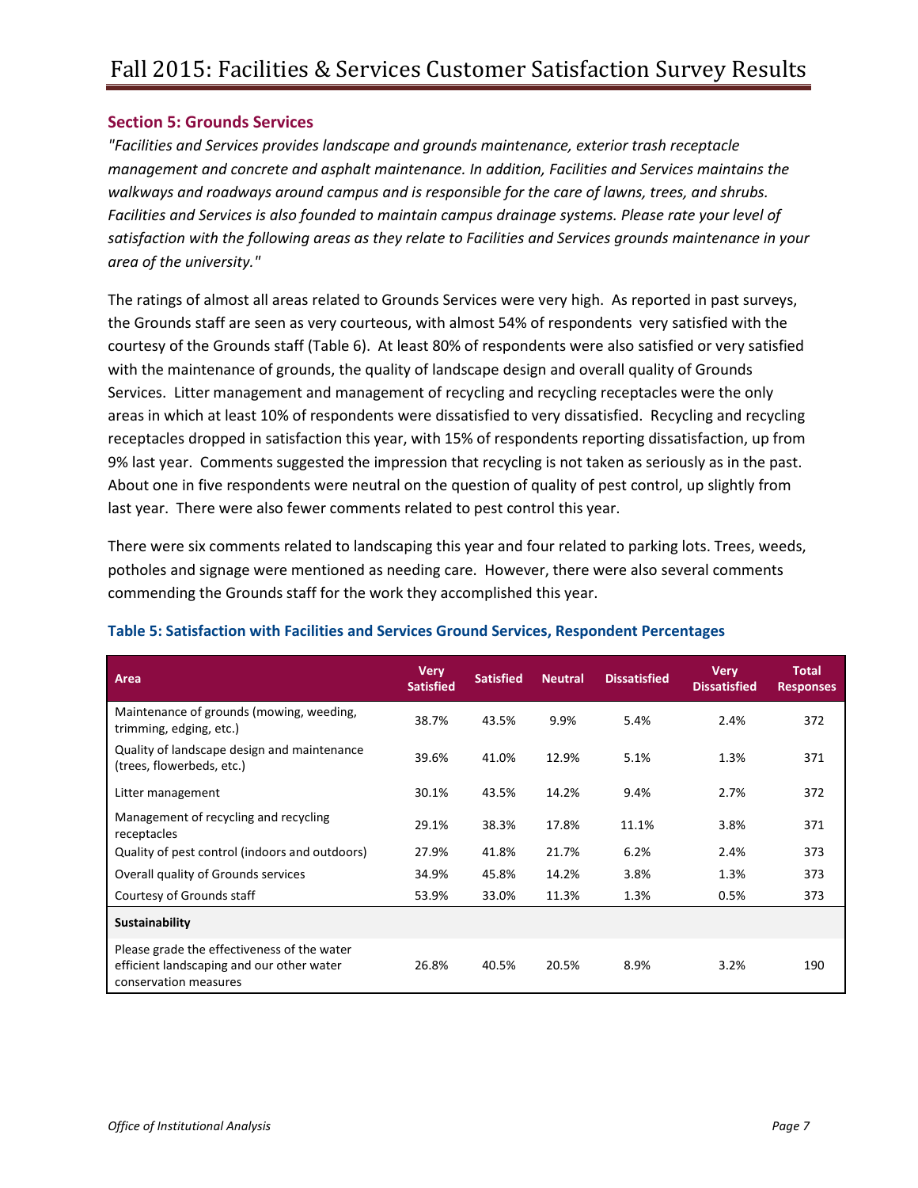## Section 5: Grounds Services

*"Facilities and Services provides landscape and grounds maintenance, exterior trash receptacle management and concrete and asphalt maintenance. In addition, Facilities and Services maintains the walkways and roadways around campus and is responsible for the care of lawns, trees, and shrubs. Facilities and Services is also founded to maintain campus drainage systems. Please rate your level of satisfaction with the following areas as they relate to Facilities and Services grounds maintenance in your area of the university."*

The ratings of almost all areas related to Grounds Services were very high. As reported in past surveys, the Grounds staff are seen as very courteous, with almost 54% of respondents very satisfied with the courtesy of the Grounds staff (Table 6). At least 80% of respondents were also satisfied or very satisfied with the maintenance of grounds, the quality of landscape design and overall quality of Grounds Services. Litter management and management of recycling and recycling receptacles were the only areas in which at least 10% of respondents were dissatisfied to very dissatisfied. Recycling and recycling receptacles dropped in satisfaction this year, with 15% of respondents reporting dissatisfaction, up from 9% last year. Comments suggested the impression that recycling is not taken as seriously as in the past. About one in five respondents were neutral on the question of quality of pest control, up slightly from last year. There were also fewer comments related to pest control this year.

There were six comments related to landscaping this year and four related to parking lots. Trees, weeds, potholes and signage were mentioned as needing care. However, there were also several comments commending the Grounds staff for the work they accomplished this year.

### Table 5: Satisfaction with Facilities and Services Ground Services, Respondent Percentages

| Area | Very Satisfied | Satisfied | Neutral | Dissatisfied | Very Dissatisfied | Total Responses |
|---|---|---|---|---|---|---|
| Maintenance of grounds (mowing, weeding, trimming, edging, etc.) | 38.7% | 43.5% | 9.9% | 5.4% | 2.4% | 372 |
| Quality of landscape design and maintenance (trees, flowerbeds, etc.) | 39.6% | 41.0% | 12.9% | 5.1% | 1.3% | 371 |
| Litter management | 30.1% | 43.5% | 14.2% | 9.4% | 2.7% | 372 |
| Management of recycling and recycling receptacles | 29.1% | 38.3% | 17.8% | 11.1% | 3.8% | 371 |
| Quality of pest control (indoors and outdoors) | 27.9% | 41.8% | 21.7% | 6.2% | 2.4% | 373 |
| Overall quality of Grounds services | 34.9% | 45.8% | 14.2% | 3.8% | 1.3% | 373 |
| Courtesy of Grounds staff | 53.9% | 33.0% | 11.3% | 1.3% | 0.5% | 373 |
| **Sustainability** | | | | | | |
| Please grade the effectiveness of the water efficient landscaping and our other water conservation measures | 26.8% | 40.5% | 20.5% | 8.9% | 3.2% | 190 |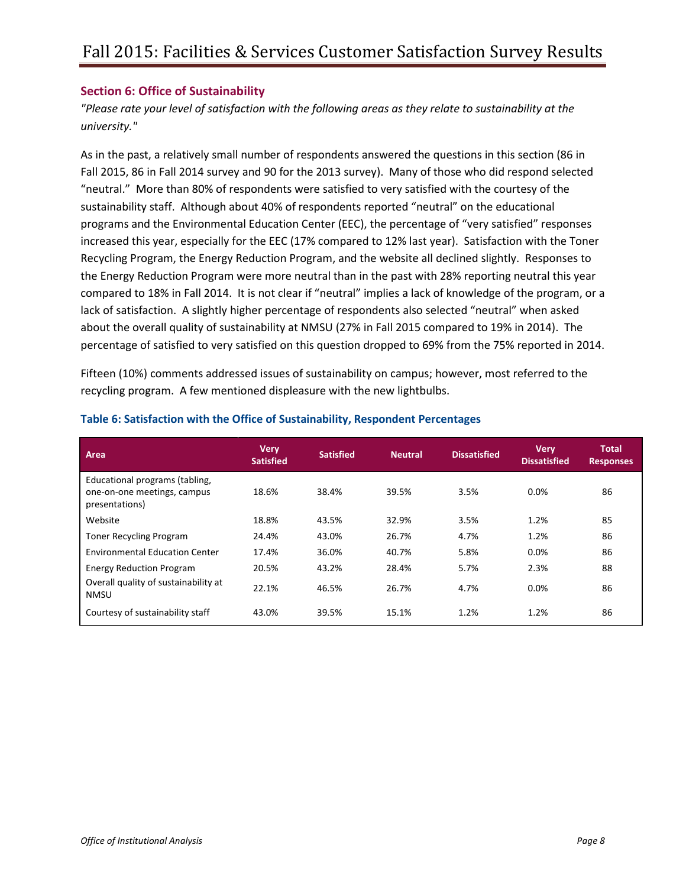## Section 6: Office of Sustainability

*"Please rate your level of satisfaction with the following areas as they relate to sustainability at the university."*

As in the past, a relatively small number of respondents answered the questions in this section (86 in Fall 2015, 86 in Fall 2014 survey and 90 for the 2013 survey). Many of those who did respond selected "neutral." More than 80% of respondents were satisfied to very satisfied with the courtesy of the sustainability staff. Although about 40% of respondents reported "neutral" on the educational programs and the Environmental Education Center (EEC), the percentage of "very satisfied" responses increased this year, especially for the EEC (17% compared to 12% last year). Satisfaction with the Toner Recycling Program, the Energy Reduction Program, and the website all declined slightly. Responses to the Energy Reduction Program were more neutral than in the past with 28% reporting neutral this year compared to 18% in Fall 2014. It is not clear if "neutral" implies a lack of knowledge of the program, or a lack of satisfaction. A slightly higher percentage of respondents also selected "neutral" when asked about the overall quality of sustainability at NMSU (27% in Fall 2015 compared to 19% in 2014). The percentage of satisfied to very satisfied on this question dropped to 69% from the 75% reported in 2014.

Fifteen (10%) comments addressed issues of sustainability on campus; however, most referred to the recycling program. A few mentioned displeasure with the new lightbulbs.

### Table 6: Satisfaction with the Office of Sustainability, Respondent Percentages

| Area | Very Satisfied | Satisfied | Neutral | Dissatisfied | Very Dissatisfied | Total Responses |
|---|---|---|---|---|---|---|
| Educational programs (tabling, one-on-one meetings, campus presentations) | 18.6% | 38.4% | 39.5% | 3.5% | 0.0% | 86 |
| Website | 18.8% | 43.5% | 32.9% | 3.5% | 1.2% | 85 |
| Toner Recycling Program | 24.4% | 43.0% | 26.7% | 4.7% | 1.2% | 86 |
| Environmental Education Center | 17.4% | 36.0% | 40.7% | 5.8% | 0.0% | 86 |
| Energy Reduction Program | 20.5% | 43.2% | 28.4% | 5.7% | 2.3% | 88 |
| Overall quality of sustainability at NMSU | 22.1% | 46.5% | 26.7% | 4.7% | 0.0% | 86 |
| Courtesy of sustainability staff | 43.0% | 39.5% | 15.1% | 1.2% | 1.2% | 86 |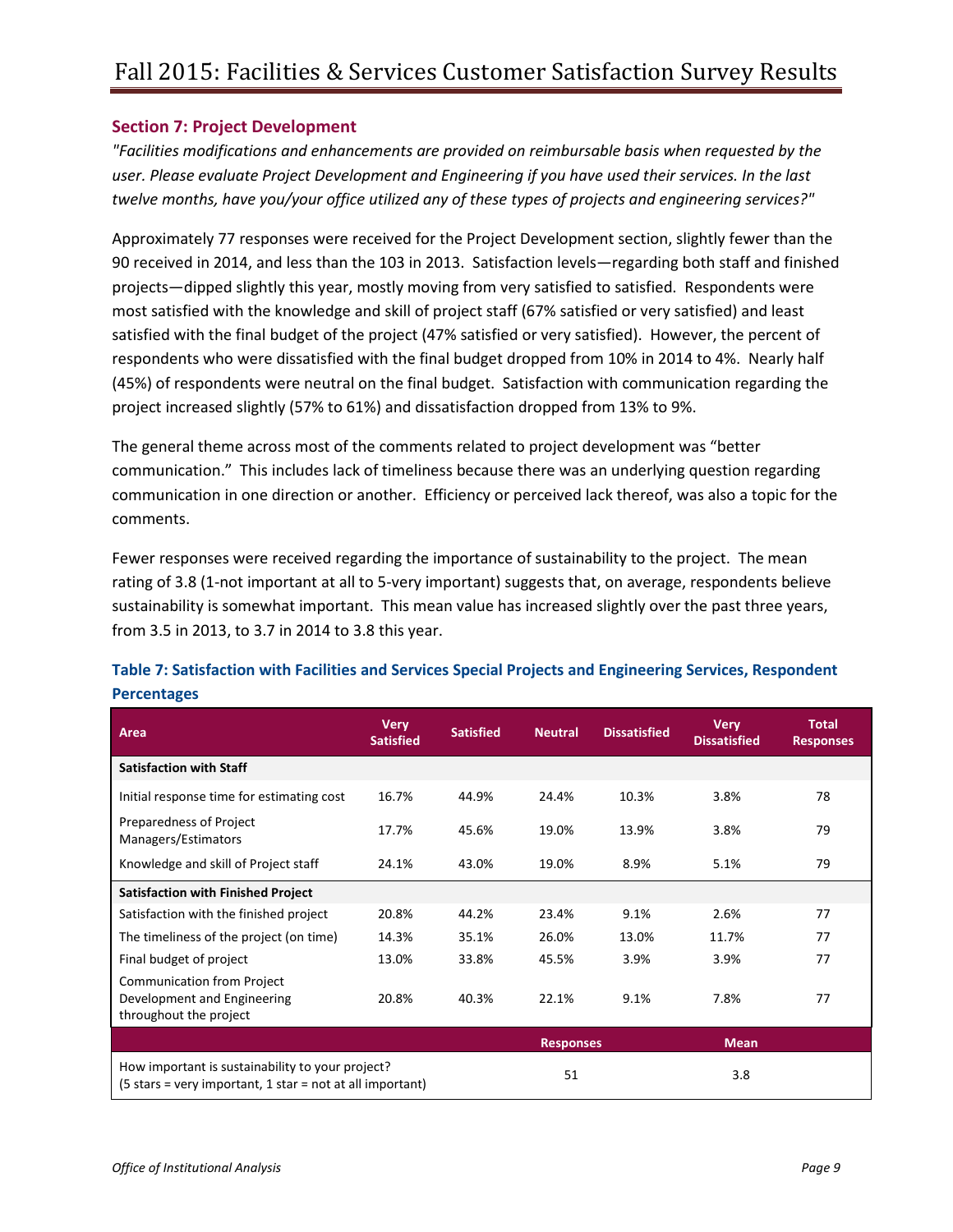## Section 7: Project Development

*"Facilities modifications and enhancements are provided on reimbursable basis when requested by the user. Please evaluate Project Development and Engineering if you have used their services. In the last twelve months, have you/your office utilized any of these types of projects and engineering services?"*

Approximately 77 responses were received for the Project Development section, slightly fewer than the 90 received in 2014, and less than the 103 in 2013. Satisfaction levels—regarding both staff and finished projects—dipped slightly this year, mostly moving from very satisfied to satisfied. Respondents were most satisfied with the knowledge and skill of project staff (67% satisfied or very satisfied) and least satisfied with the final budget of the project (47% satisfied or very satisfied). However, the percent of respondents who were dissatisfied with the final budget dropped from 10% in 2014 to 4%. Nearly half (45%) of respondents were neutral on the final budget. Satisfaction with communication regarding the project increased slightly (57% to 61%) and dissatisfaction dropped from 13% to 9%.

The general theme across most of the comments related to project development was "better communication." This includes lack of timeliness because there was an underlying question regarding communication in one direction or another. Efficiency or perceived lack thereof, was also a topic for the comments.

Fewer responses were received regarding the importance of sustainability to the project. The mean rating of 3.8 (1-not important at all to 5-very important) suggests that, on average, respondents believe sustainability is somewhat important. This mean value has increased slightly over the past three years, from 3.5 in 2013, to 3.7 in 2014 to 3.8 this year.

### Table 7: Satisfaction with Facilities and Services Special Projects and Engineering Services, Respondent Percentages

| Area | Very Satisfied | Satisfied | Neutral | Dissatisfied | Very Dissatisfied | Total Responses |
|---|---|---|---|---|---|---|
| **Satisfaction with Staff** | | | | | | |
| Initial response time for estimating cost | 16.7% | 44.9% | 24.4% | 10.3% | 3.8% | 78 |
| Preparedness of Project Managers/Estimators | 17.7% | 45.6% | 19.0% | 13.9% | 3.8% | 79 |
| Knowledge and skill of Project staff | 24.1% | 43.0% | 19.0% | 8.9% | 5.1% | 79 |
| **Satisfaction with Finished Project** | | | | | | |
| Satisfaction with the finished project | 20.8% | 44.2% | 23.4% | 9.1% | 2.6% | 77 |
| The timeliness of the project (on time) | 14.3% | 35.1% | 26.0% | 13.0% | 11.7% | 77 |
| Final budget of project | 13.0% | 33.8% | 45.5% | 3.9% | 3.9% | 77 |
| Communication from Project Development and Engineering throughout the project | 20.8% | 40.3% | 22.1% | 9.1% | 7.8% | 77 |

| | Responses | Mean |
|---|---|---|
| How important is sustainability to your project? (5 stars = very important, 1 star = not at all important) | 51 | 3.8 |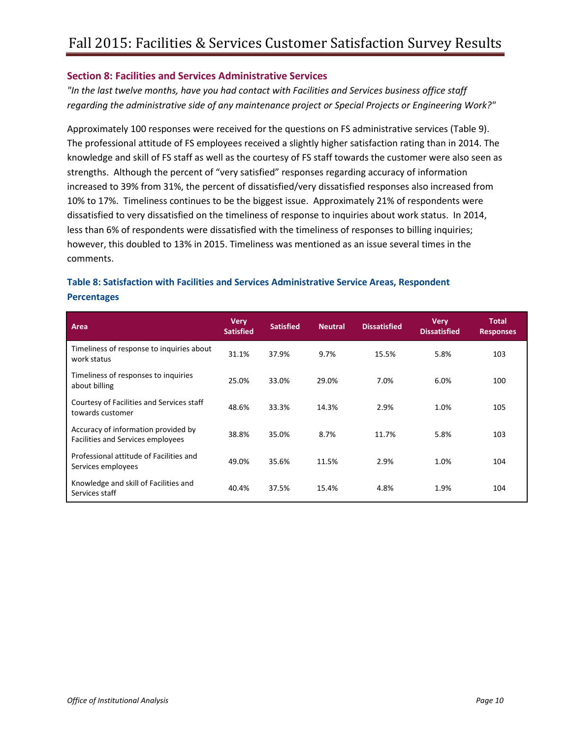### Section 8: Facilities and Services Administrative Services

*"In the last twelve months, have you had contact with Facilities and Services business office staff regarding the administrative side of any maintenance project or Special Projects or Engineering Work?"*

Approximately 100 responses were received for the questions on FS administrative services (Table 9). The professional attitude of FS employees received a slightly higher satisfaction rating than in 2014. The knowledge and skill of FS staff as well as the courtesy of FS staff towards the customer were also seen as strengths. Although the percent of "very satisfied" responses regarding accuracy of information increased to 39% from 31%, the percent of dissatisfied/very dissatisfied responses also increased from 10% to 17%. Timeliness continues to be the biggest issue. Approximately 21% of respondents were dissatisfied to very dissatisfied on the timeliness of response to inquiries about work status. In 2014, less than 6% of respondents were dissatisfied with the timeliness of responses to billing inquiries; however, this doubled to 13% in 2015. Timeliness was mentioned as an issue several times in the comments.

**Table 8: Satisfaction with Facilities and Services Administrative Service Areas, Respondent Percentages**

| Area | Very Satisfied | Satisfied | Neutral | Dissatisfied | Very Dissatisfied | Total Responses |
|---|---|---|---|---|---|---|
| Timeliness of response to inquiries about work status | 31.1% | 37.9% | 9.7% | 15.5% | 5.8% | 103 |
| Timeliness of responses to inquiries about billing | 25.0% | 33.0% | 29.0% | 7.0% | 6.0% | 100 |
| Courtesy of Facilities and Services staff towards customer | 48.6% | 33.3% | 14.3% | 2.9% | 1.0% | 105 |
| Accuracy of information provided by Facilities and Services employees | 38.8% | 35.0% | 8.7% | 11.7% | 5.8% | 103 |
| Professional attitude of Facilities and Services employees | 49.0% | 35.6% | 11.5% | 2.9% | 1.0% | 104 |
| Knowledge and skill of Facilities and Services staff | 40.4% | 37.5% | 15.4% | 4.8% | 1.9% | 104 |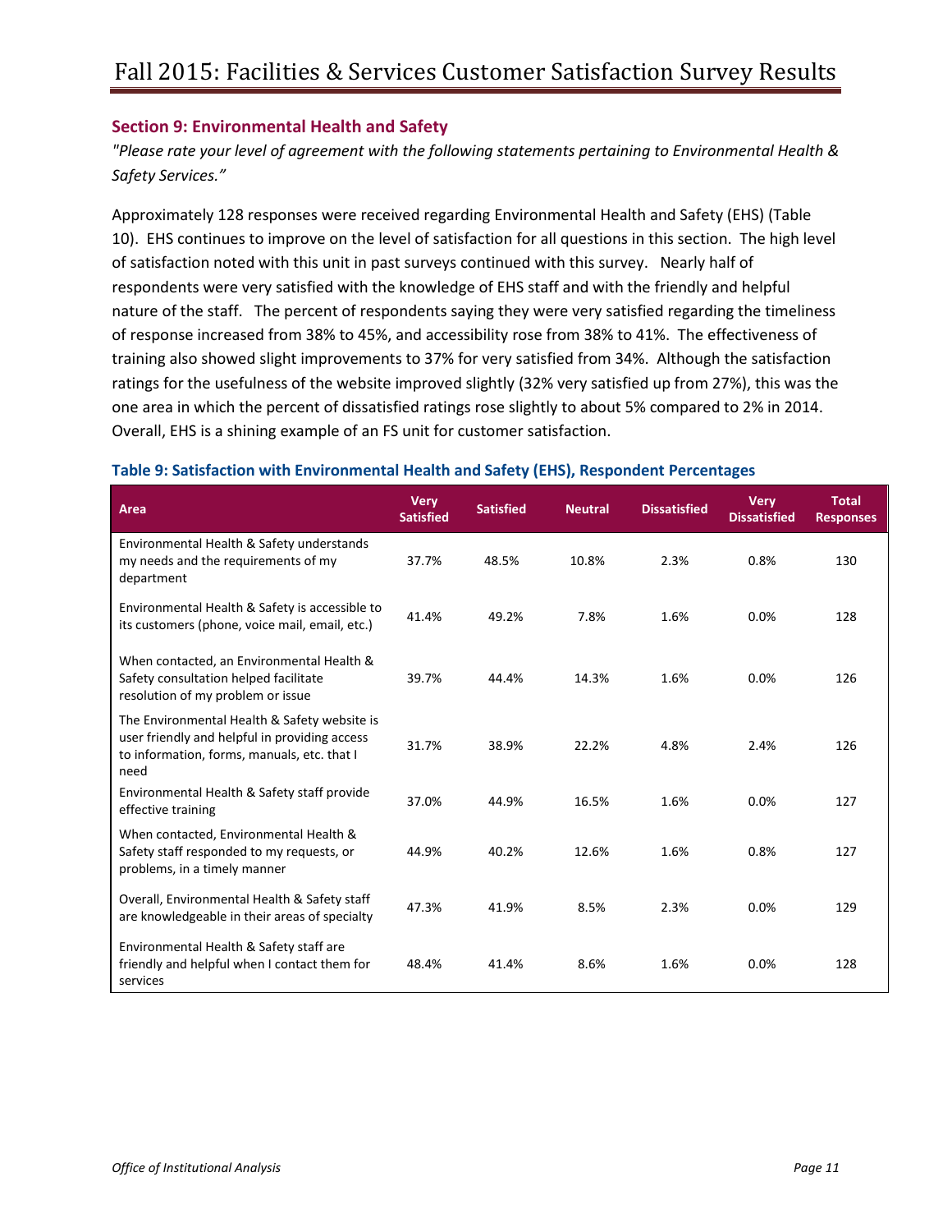## Section 9: Environmental Health and Safety

*"Please rate your level of agreement with the following statements pertaining to Environmental Health & Safety Services."*

Approximately 128 responses were received regarding Environmental Health and Safety (EHS) (Table 10). EHS continues to improve on the level of satisfaction for all questions in this section. The high level of satisfaction noted with this unit in past surveys continued with this survey. Nearly half of respondents were very satisfied with the knowledge of EHS staff and with the friendly and helpful nature of the staff. The percent of respondents saying they were very satisfied regarding the timeliness of response increased from 38% to 45%, and accessibility rose from 38% to 41%. The effectiveness of training also showed slight improvements to 37% for very satisfied from 34%. Although the satisfaction ratings for the usefulness of the website improved slightly (32% very satisfied up from 27%), this was the one area in which the percent of dissatisfied ratings rose slightly to about 5% compared to 2% in 2014. Overall, EHS is a shining example of an FS unit for customer satisfaction.

**Table 9: Satisfaction with Environmental Health and Safety (EHS), Respondent Percentages**

| Area | Very Satisfied | Satisfied | Neutral | Dissatisfied | Very Dissatisfied | Total Responses |
|---|---|---|---|---|---|---|
| Environmental Health & Safety understands my needs and the requirements of my department | 37.7% | 48.5% | 10.8% | 2.3% | 0.8% | 130 |
| Environmental Health & Safety is accessible to its customers (phone, voice mail, email, etc.) | 41.4% | 49.2% | 7.8% | 1.6% | 0.0% | 128 |
| When contacted, an Environmental Health & Safety consultation helped facilitate resolution of my problem or issue | 39.7% | 44.4% | 14.3% | 1.6% | 0.0% | 126 |
| The Environmental Health & Safety website is user friendly and helpful in providing access to information, forms, manuals, etc. that I need | 31.7% | 38.9% | 22.2% | 4.8% | 2.4% | 126 |
| Environmental Health & Safety staff provide effective training | 37.0% | 44.9% | 16.5% | 1.6% | 0.0% | 127 |
| When contacted, Environmental Health & Safety staff responded to my requests, or problems, in a timely manner | 44.9% | 40.2% | 12.6% | 1.6% | 0.8% | 127 |
| Overall, Environmental Health & Safety staff are knowledgeable in their areas of specialty | 47.3% | 41.9% | 8.5% | 2.3% | 0.0% | 129 |
| Environmental Health & Safety staff are friendly and helpful when I contact them for services | 48.4% | 41.4% | 8.6% | 1.6% | 0.0% | 128 |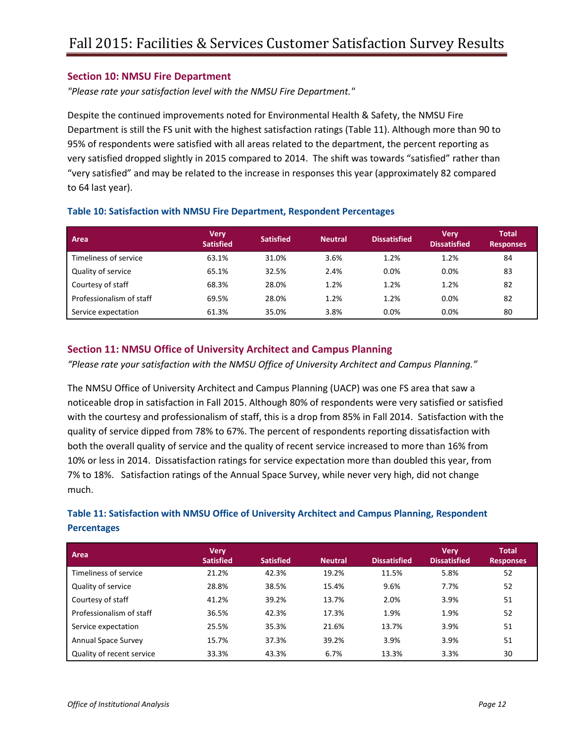## Section 10: NMSU Fire Department

*"Please rate your satisfaction level with the NMSU Fire Department."*

Despite the continued improvements noted for Environmental Health & Safety, the NMSU Fire Department is still the FS unit with the highest satisfaction ratings (Table 11). Although more than 90 to 95% of respondents were satisfied with all areas related to the department, the percent reporting as very satisfied dropped slightly in 2015 compared to 2014. The shift was towards "satisfied" rather than "very satisfied" and may be related to the increase in responses this year (approximately 82 compared to 64 last year).

### Table 10: Satisfaction with NMSU Fire Department, Respondent Percentages

| Area | Very Satisfied | Satisfied | Neutral | Dissatisfied | Very Dissatisfied | Total Responses |
|---|---|---|---|---|---|---|
| Timeliness of service | 63.1% | 31.0% | 3.6% | 1.2% | 1.2% | 84 |
| Quality of service | 65.1% | 32.5% | 2.4% | 0.0% | 0.0% | 83 |
| Courtesy of staff | 68.3% | 28.0% | 1.2% | 1.2% | 1.2% | 82 |
| Professionalism of staff | 69.5% | 28.0% | 1.2% | 1.2% | 0.0% | 82 |
| Service expectation | 61.3% | 35.0% | 3.8% | 0.0% | 0.0% | 80 |

## Section 11: NMSU Office of University Architect and Campus Planning

*"Please rate your satisfaction with the NMSU Office of University Architect and Campus Planning."*

The NMSU Office of University Architect and Campus Planning (UACP) was one FS area that saw a noticeable drop in satisfaction in Fall 2015. Although 80% of respondents were very satisfied or satisfied with the courtesy and professionalism of staff, this is a drop from 85% in Fall 2014. Satisfaction with the quality of service dipped from 78% to 67%. The percent of respondents reporting dissatisfaction with both the overall quality of service and the quality of recent service increased to more than 16% from 10% or less in 2014. Dissatisfaction ratings for service expectation more than doubled this year, from 7% to 18%. Satisfaction ratings of the Annual Space Survey, while never very high, did not change much.

### Table 11: Satisfaction with NMSU Office of University Architect and Campus Planning, Respondent Percentages

| Area | Very Satisfied | Satisfied | Neutral | Dissatisfied | Very Dissatisfied | Total Responses |
|---|---|---|---|---|---|---|
| Timeliness of service | 21.2% | 42.3% | 19.2% | 11.5% | 5.8% | 52 |
| Quality of service | 28.8% | 38.5% | 15.4% | 9.6% | 7.7% | 52 |
| Courtesy of staff | 41.2% | 39.2% | 13.7% | 2.0% | 3.9% | 51 |
| Professionalism of staff | 36.5% | 42.3% | 17.3% | 1.9% | 1.9% | 52 |
| Service expectation | 25.5% | 35.3% | 21.6% | 13.7% | 3.9% | 51 |
| Annual Space Survey | 15.7% | 37.3% | 39.2% | 3.9% | 3.9% | 51 |
| Quality of recent service | 33.3% | 43.3% | 6.7% | 13.3% | 3.3% | 30 |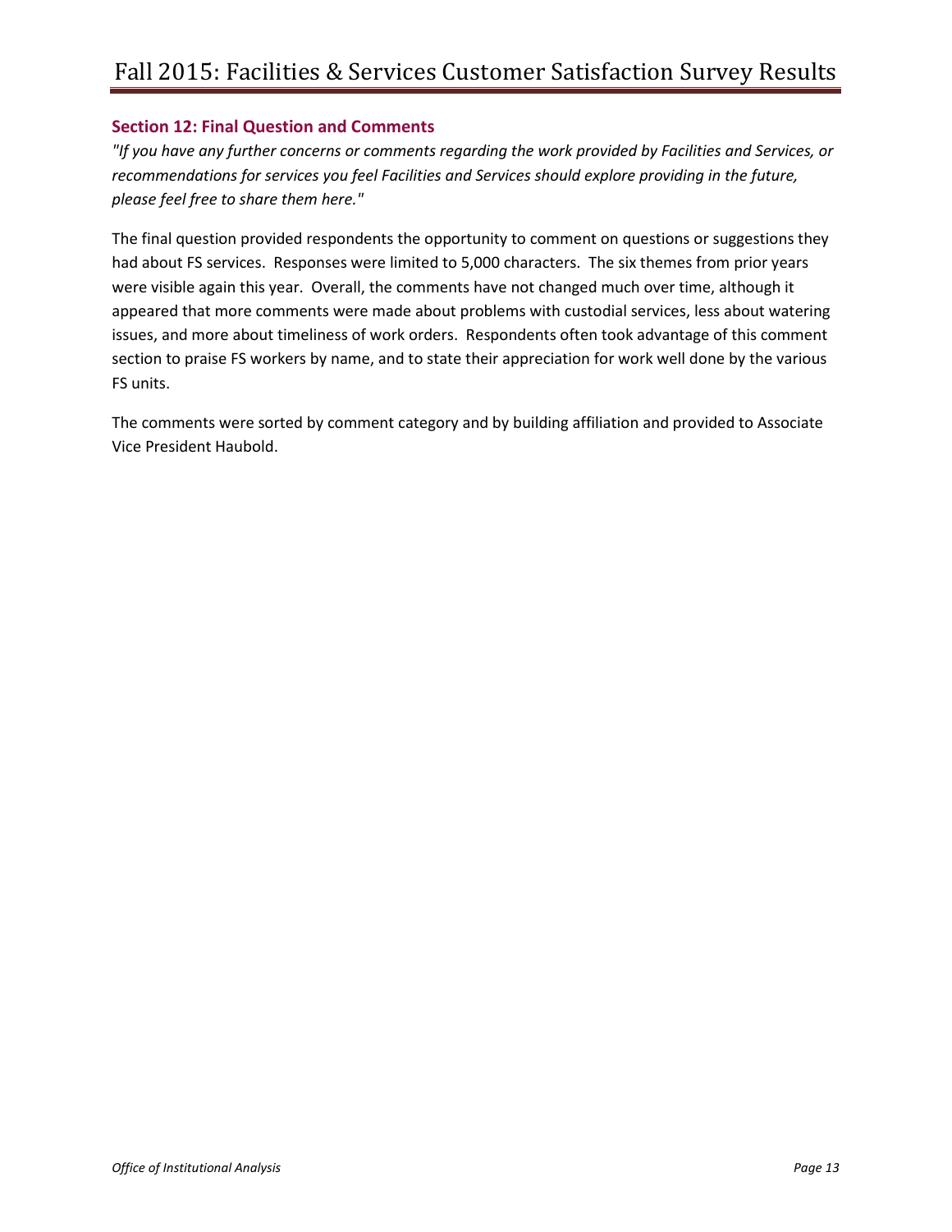## Section 12: Final Question and Comments

*"If you have any further concerns or comments regarding the work provided by Facilities and Services, or recommendations for services you feel Facilities and Services should explore providing in the future, please feel free to share them here."*

The final question provided respondents the opportunity to comment on questions or suggestions they had about FS services. Responses were limited to 5,000 characters. The six themes from prior years were visible again this year. Overall, the comments have not changed much over time, although it appeared that more comments were made about problems with custodial services, less about watering issues, and more about timeliness of work orders. Respondents often took advantage of this comment section to praise FS workers by name, and to state their appreciation for work well done by the various FS units.

The comments were sorted by comment category and by building affiliation and provided to Associate Vice President Haubold.